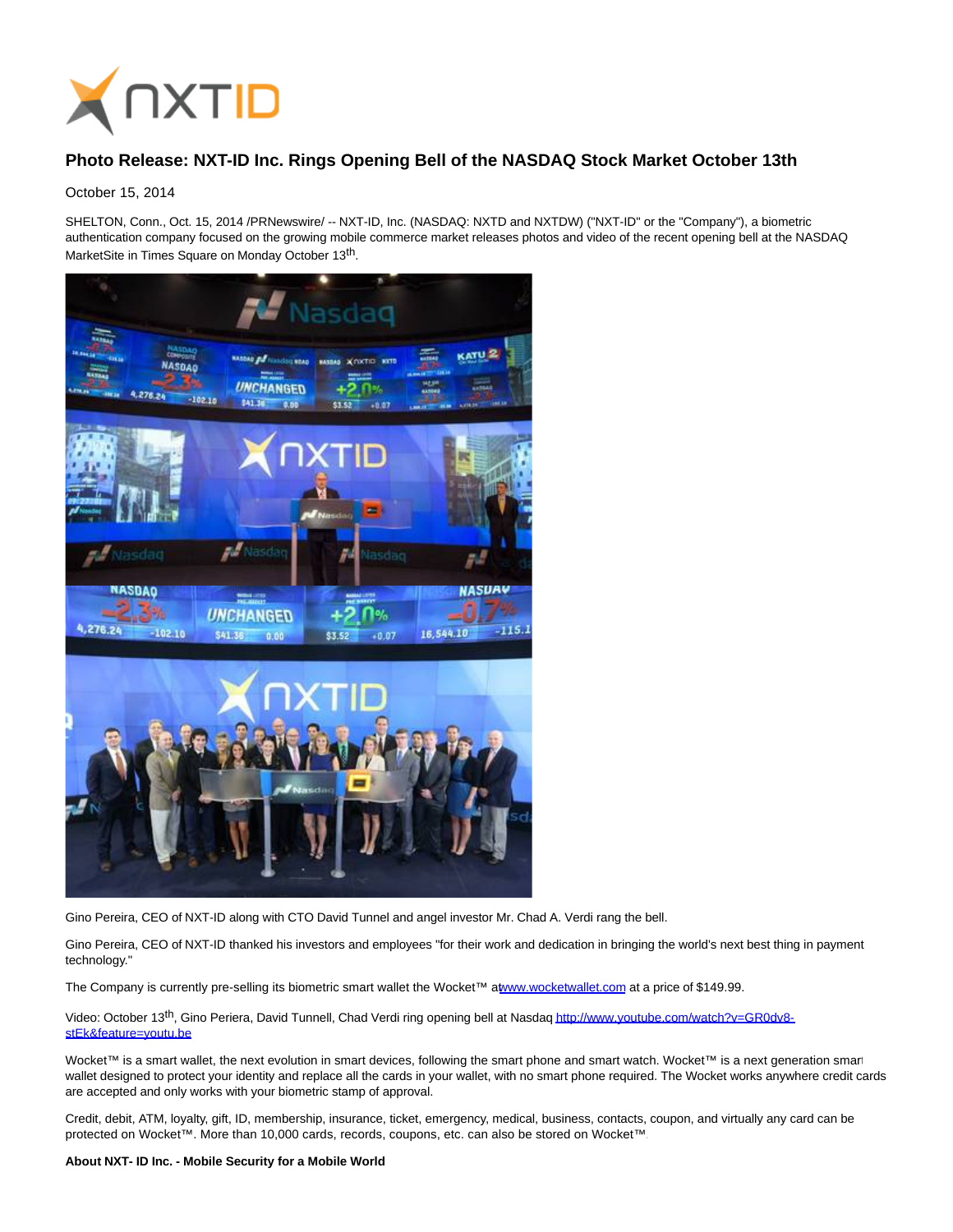# Photo Release: NXT-ID Inc. Rings Opening Bell of the NASDAQ Stock Market October 13th

October 15, 2014

SHELTON, Conn., Oct. 15, 2014 /PRNewswire/ -- NXT-ID, Inc. (NASDAQ: NXTD and NXTDW) ("NXT-ID" or the "Company"), a biometric authentication company focused on the growing mobile commerce market releases photos and video of the recent opening bell at the NASDAQ MarketSite in Times Square on Monday October 13th.

Gino Pereira, CEO of NXT-ID along with CTO David Tunnel and angel investor Mr. Chad A. Verdi rang the bell.

Gino Pereira, CEO of NXT-ID thanked his investors and employees "for their work and dedication in bringing the world's next best thing in payment technology."

The Company is currently pre-selling its biometric smart wallet the Wocket™ at www.wocketwallet.com at a price of $149.99.

Video: October 13th, Gino Periera, David Tunnell, Chad Verdi ring opening bell at Nasdaq http://www.youtube.com/watch?v=GR0dv8-stEk&feature=youtu.be

Wocket™ is a smart wallet, the next evolution in smart devices, following the smart phone and smart watch. Wocket™ is a next generation smart wallet designed to protect your identity and replace all the cards in your wallet, with no smart phone required. The Wocket works anywhere credit cards are accepted and only works with your biometric stamp of approval.

Credit, debit, ATM, loyalty, gift, ID, membership, insurance, ticket, emergency, medical, business, contacts, coupon, and virtually any card can be protected on Wocket™. More than 10,000 cards, records, coupons, etc. can also be stored on Wocket™.

**About NXT- ID Inc. - Mobile Security for a Mobile World**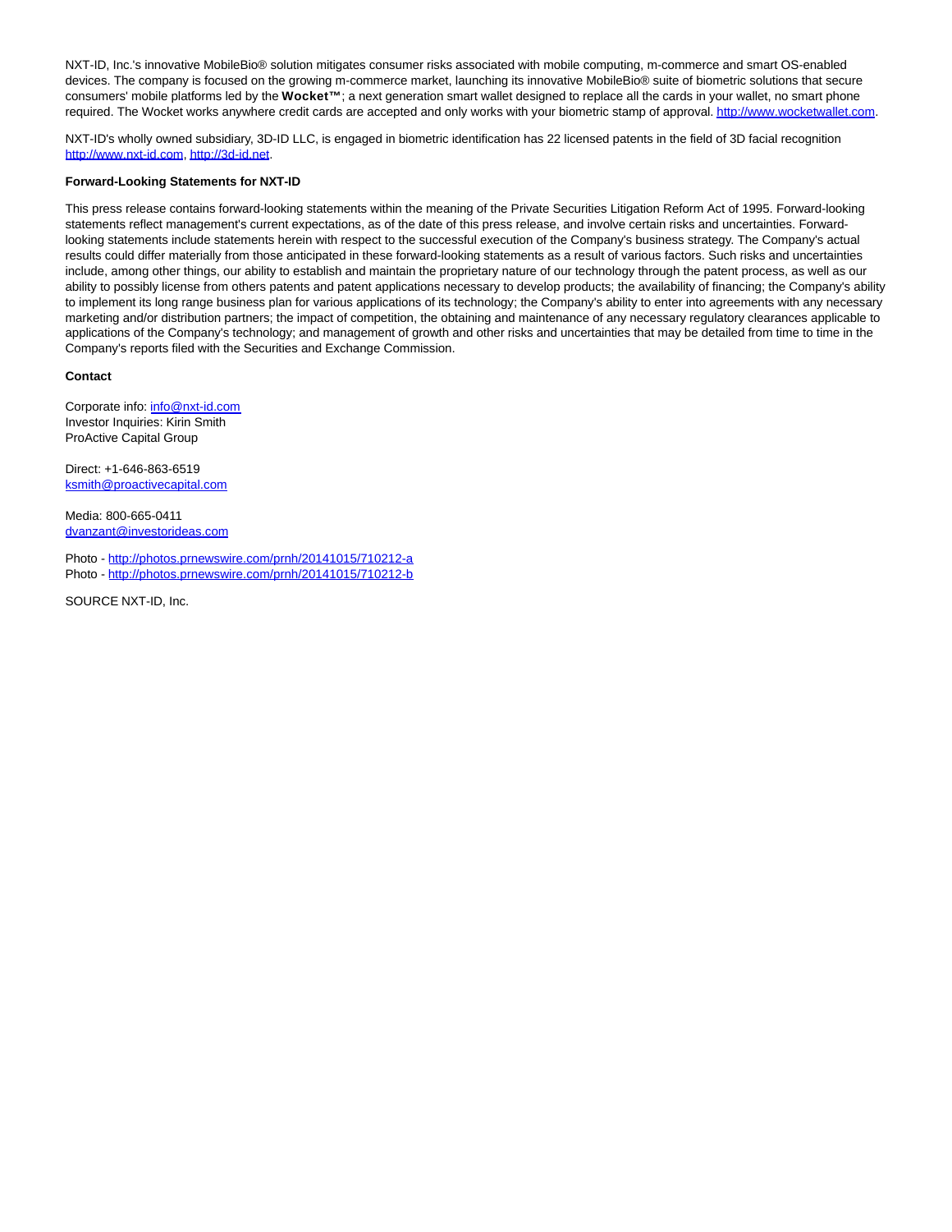NXT-ID, Inc.'s innovative MobileBio® solution mitigates consumer risks associated with mobile computing, m-commerce and smart OS-enabled devices. The company is focused on the growing m-commerce market, launching its innovative MobileBio® suite of biometric solutions that secure consumers' mobile platforms led by the **Wocket™**; a next generation smart wallet designed to replace all the cards in your wallet, no smart phone required. The Wocket works anywhere credit cards are accepted and only works with your biometric stamp of approval. http://www.wocketwallet.com.

NXT-ID's wholly owned subsidiary, 3D-ID LLC, is engaged in biometric identification has 22 licensed patents in the field of 3D facial recognition http://www.nxt-id.com, http://3d-id.net.

**Forward-Looking Statements for NXT-ID**

This press release contains forward-looking statements within the meaning of the Private Securities Litigation Reform Act of 1995. Forward-looking statements reflect management's current expectations, as of the date of this press release, and involve certain risks and uncertainties. Forward-looking statements include statements herein with respect to the successful execution of the Company's business strategy. The Company's actual results could differ materially from those anticipated in these forward-looking statements as a result of various factors. Such risks and uncertainties include, among other things, our ability to establish and maintain the proprietary nature of our technology through the patent process, as well as our ability to possibly license from others patents and patent applications necessary to develop products; the availability of financing; the Company's ability to implement its long range business plan for various applications of its technology; the Company's ability to enter into agreements with any necessary marketing and/or distribution partners; the impact of competition, the obtaining and maintenance of any necessary regulatory clearances applicable to applications of the Company's technology; and management of growth and other risks and uncertainties that may be detailed from time to time in the Company's reports filed with the Securities and Exchange Commission.

**Contact**

Corporate info: info@nxt-id.com
Investor Inquiries: Kirin Smith
ProActive Capital Group

Direct: +1-646-863-6519
ksmith@proactivecapital.com

Media: 800-665-0411
dvanzant@investorideas.com

Photo - http://photos.prnewswire.com/prnh/20141015/710212-a
Photo - http://photos.prnewswire.com/prnh/20141015/710212-b

SOURCE NXT-ID, Inc.